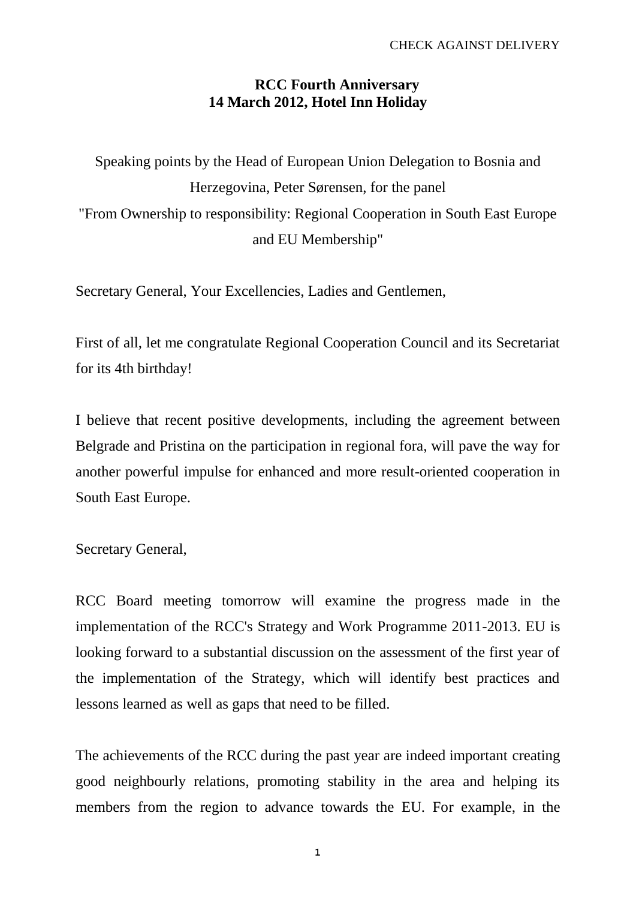CHECK AGAINST DELIVERY

**RCC Fourth Anniversary**
**14 March 2012, Hotel Inn Holiday**

Speaking points by the Head of European Union Delegation to Bosnia and Herzegovina, Peter Sørensen, for the panel "From Ownership to responsibility: Regional Cooperation in South East Europe and EU Membership"

Secretary General, Your Excellencies, Ladies and Gentlemen,

First of all, let me congratulate Regional Cooperation Council and its Secretariat for its 4th birthday!

I believe that recent positive developments, including the agreement between Belgrade and Pristina on the participation in regional fora, will pave the way for another powerful impulse for enhanced and more result-oriented cooperation in South East Europe.

Secretary General,

RCC Board meeting tomorrow will examine the progress made in the implementation of the RCC's Strategy and Work Programme 2011-2013. EU is looking forward to a substantial discussion on the assessment of the first year of the implementation of the Strategy, which will identify best practices and lessons learned as well as gaps that need to be filled.

The achievements of the RCC during the past year are indeed important creating good neighbourly relations, promoting stability in the area and helping its members from the region to advance towards the EU. For example, in the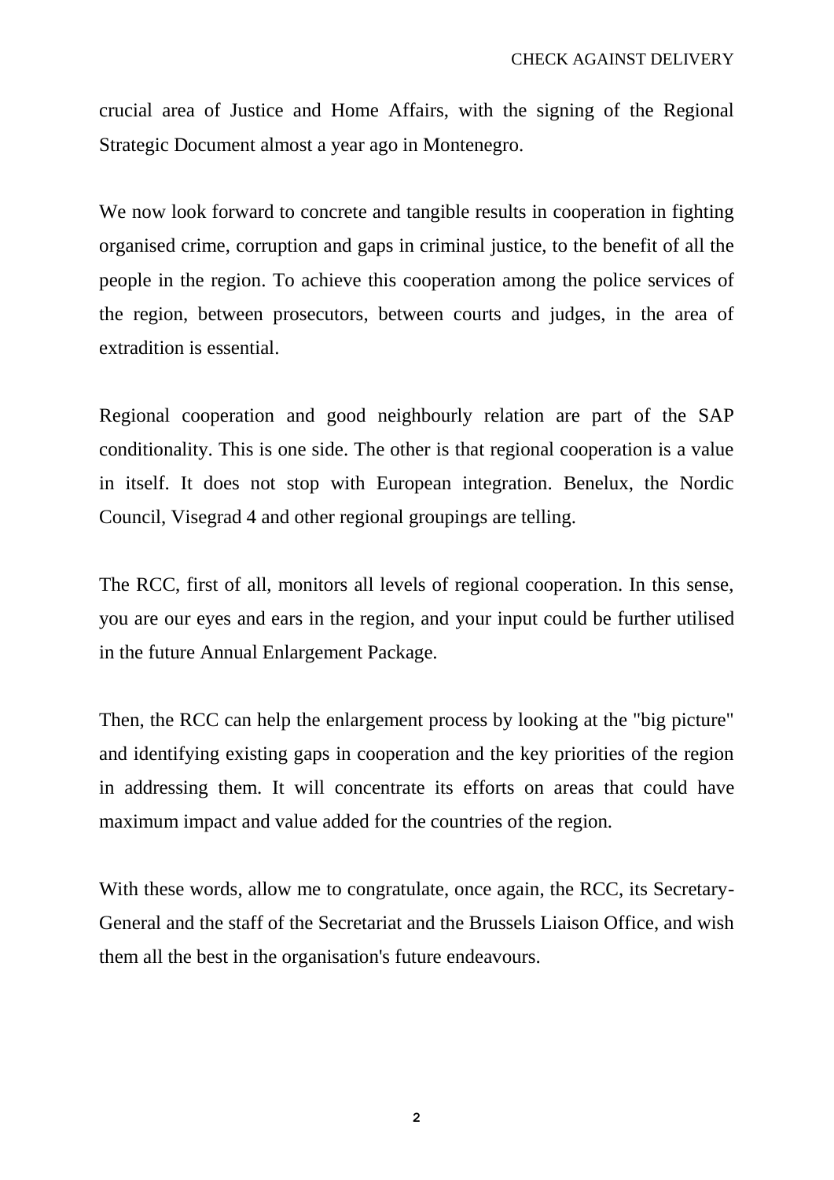crucial area of Justice and Home Affairs, with the signing of the Regional Strategic Document almost a year ago in Montenegro.

We now look forward to concrete and tangible results in cooperation in fighting organised crime, corruption and gaps in criminal justice, to the benefit of all the people in the region. To achieve this cooperation among the police services of the region, between prosecutors, between courts and judges, in the area of extradition is essential.

Regional cooperation and good neighbourly relation are part of the SAP conditionality. This is one side. The other is that regional cooperation is a value in itself. It does not stop with European integration. Benelux, the Nordic Council, Visegrad 4 and other regional groupings are telling.

The RCC, first of all, monitors all levels of regional cooperation. In this sense, you are our eyes and ears in the region, and your input could be further utilised in the future Annual Enlargement Package.

Then, the RCC can help the enlargement process by looking at the "big picture" and identifying existing gaps in cooperation and the key priorities of the region in addressing them. It will concentrate its efforts on areas that could have maximum impact and value added for the countries of the region.

With these words, allow me to congratulate, once again, the RCC, its Secretary-General and the staff of the Secretariat and the Brussels Liaison Office, and wish them all the best in the organisation's future endeavours.